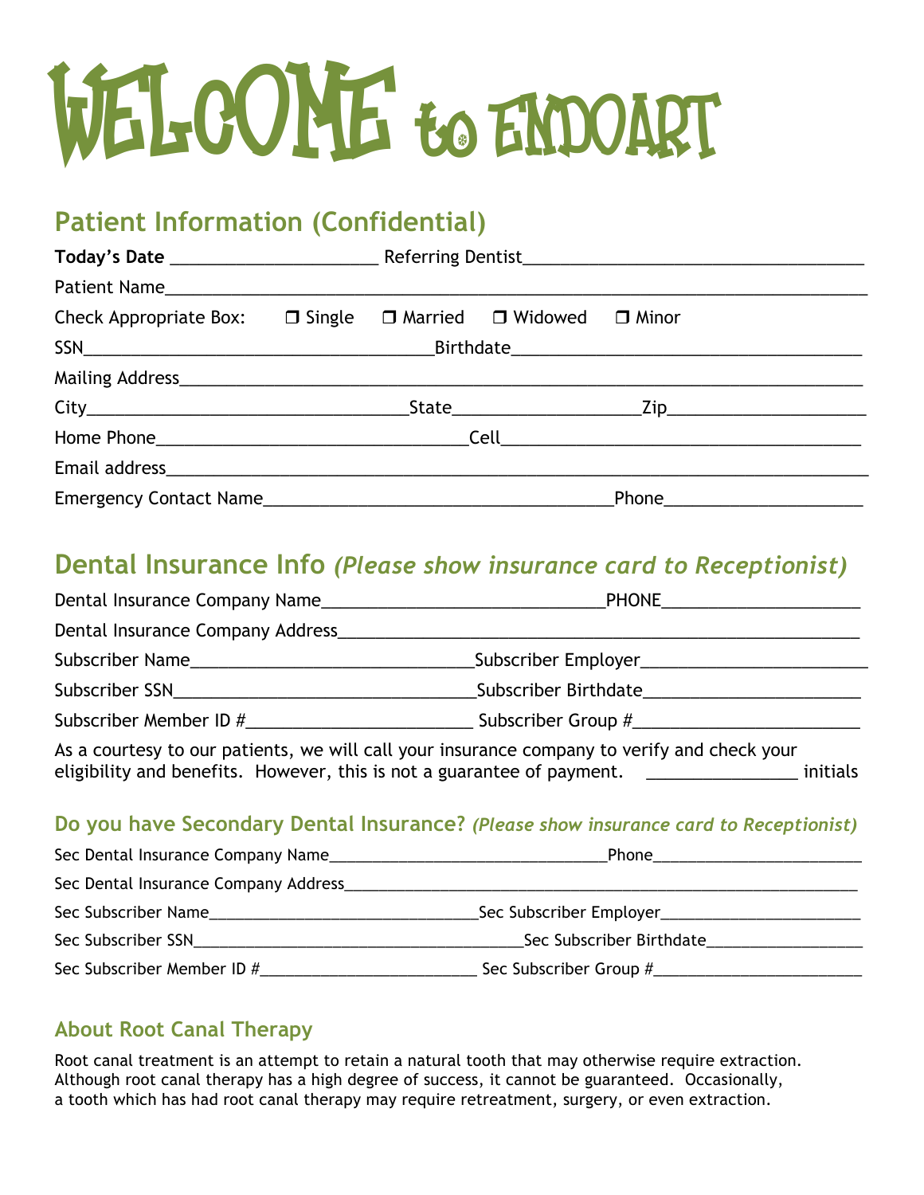# WELCOME to ENDOART

## Patient Information (Confidential)

**Today's Date** ______________________ Referring Dentist____________________________________

Patient Name___________________________________________________________________________

Check Appropriate Box: ❒ Single ❒ Married ❒ Widowed ❒ Minor

SSN_____________________________________Birthdate______________________________________

Mailing Address_________________________________________________________________________

City_________________________________State___________________Zip_____________________

Home Phone________________________________Cell_________________________________________

Email address___________________________________________________________________________

Emergency Contact Name_____________________________________Phone_____________________

## Dental Insurance Info *(Please show insurance card to Receptionist)*

Dental Insurance Company Name______________________________PHONE_____________________

Dental Insurance Company Address______________________________________________________

Subscriber Name______________________________Subscriber Employer_______________________

Subscriber SSN_______________________________Subscriber Birthdate______________________

Subscriber Member ID #________________________ Subscriber Group #_______________________

As a courtesy to our patients, we will call your insurance company to verify and check your eligibility and benefits. However, this is not a guarantee of payment. ________________ initials

### Do you have Secondary Dental Insurance? *(Please show insurance card to Receptionist)*

Sec Dental Insurance Company Name_______________________________Phone_______________________

Sec Dental Insurance Company Address___________________________________________________________

Sec Subscriber Name______________________________Sec Subscriber Employer______________________

Sec Subscriber SSN______________________________________Sec Subscriber Birthdate_________________

Sec Subscriber Member ID #________________________ Sec Subscriber Group #_______________________

### About Root Canal Therapy

Root canal treatment is an attempt to retain a natural tooth that may otherwise require extraction. Although root canal therapy has a high degree of success, it cannot be guaranteed. Occasionally, a tooth which has had root canal therapy may require retreatment, surgery, or even extraction.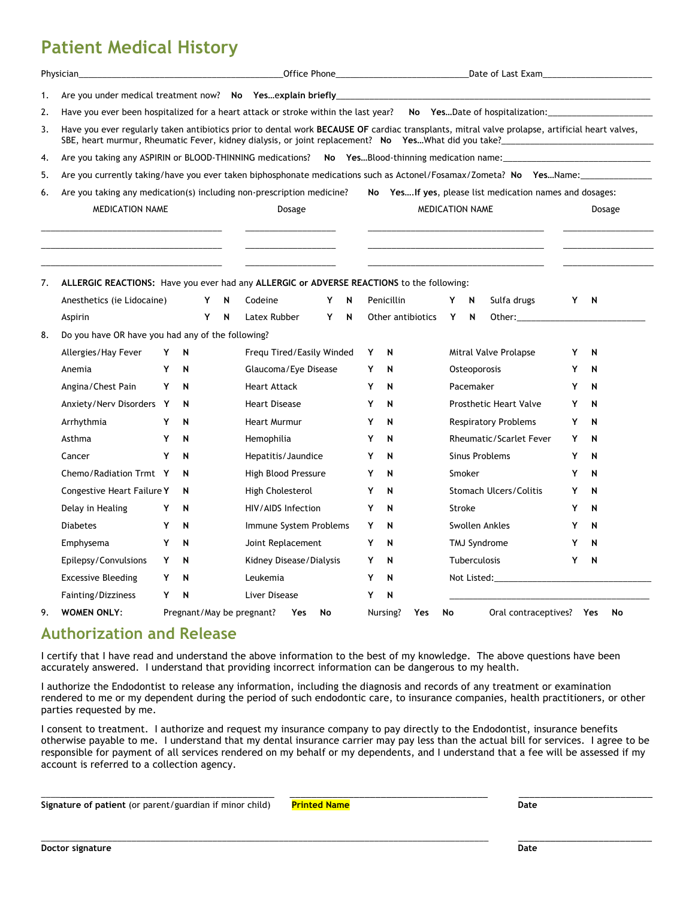# Patient Medical History

Physician\_\_\_\_\_\_\_\_\_\_\_\_\_\_\_\_\_\_\_\_\_\_\_\_\_\_\_\_\_\_\_\_\_\_\_\_\_\_\_\_\_\_Office Phone\_\_\_\_\_\_\_\_\_\_\_\_\_\_\_\_\_\_\_\_\_\_\_\_\_\_\_Date of Last Exam\_\_\_\_\_\_\_\_\_\_\_\_\_\_\_\_\_\_\_\_\_\_\_

1. Are you under medical treatment now? **No** **Yes…explain briefly**\_\_\_\_\_\_\_\_\_\_\_\_\_\_\_\_\_\_\_\_\_\_\_\_\_\_\_\_\_\_\_\_\_\_\_\_\_\_\_\_\_\_\_\_\_\_\_\_\_\_\_\_\_\_\_\_\_\_\_\_\_\_\_\_
2. Have you ever been hospitalized for a heart attack or stroke within the last year? **No** **Yes**…Date of hospitalization:\_\_\_\_\_\_\_\_\_\_\_\_\_\_\_\_\_\_\_\_\_\_
3. Have you ever regularly taken antibiotics prior to dental work **BECAUSE OF** cardiac transplants, mitral valve prolapse, artificial heart valves, SBE, heart murmur, Rheumatic Fever, kidney dialysis, or joint replacement? **No** **Yes**…What did you take?\_\_\_\_\_\_\_\_\_\_\_\_\_\_\_\_\_\_\_\_\_\_\_\_\_\_\_\_\_\_\_\_\_
4. Are you taking any ASPIRIN or BLOOD-THINNING medications? **No** **Yes**…Blood-thinning medication name:\_\_\_\_\_\_\_\_\_\_\_\_\_\_\_\_\_\_\_\_\_\_\_\_\_\_\_\_\_\_\_
5. Are you currently taking/have you ever taken biphosphonate medications such as Actonel/Fosamax/Zometa? **No** **Yes**…Name:\_\_\_\_\_\_\_\_\_\_\_\_\_\_
6. Are you taking any medication(s) including non-prescription medicine? **No** **Yes….If yes**, please list medication names and dosages:

| MEDICATION NAME | Dosage | MEDICATION NAME | Dosage |
|---|---|---|---|
| | | | |
| | | | |
| | | | |

7. **ALLERGIC REACTIONS:** Have you ever had any **ALLERGIC or ADVERSE REACTIONS** to the following:

| | | | | | | | |
|---|---|---|---|---|---|---|---|
| Anesthetics (ie Lidocaine) | Y N | Codeine | Y N | Penicillin | Y N | Sulfa drugs | Y N |
| Aspirin | Y N | Latex Rubber | Y N | Other antibiotics | Y N | Other:\_\_\_\_\_\_\_\_\_\_\_\_\_\_\_\_\_\_\_\_\_\_\_\_\_\_ | |

8. Do you have OR have you had any of the following?

| | | | | | |
|---|---|---|---|---|---|
| Allergies/Hay Fever | Y N | Frequ Tired/Easily Winded | Y N | Mitral Valve Prolapse | Y N |
| Anemia | Y N | Glaucoma/Eye Disease | Y N | Osteoporosis | Y N |
| Angina/Chest Pain | Y N | Heart Attack | Y N | Pacemaker | Y N |
| Anxiety/Nerv Disorders | Y N | Heart Disease | Y N | Prosthetic Heart Valve | Y N |
| Arrhythmia | Y N | Heart Murmur | Y N | Respiratory Problems | Y N |
| Asthma | Y N | Hemophilia | Y N | Rheumatic/Scarlet Fever | Y N |
| Cancer | Y N | Hepatitis/Jaundice | Y N | Sinus Problems | Y N |
| Chemo/Radiation Trmt | Y N | High Blood Pressure | Y N | Smoker | Y N |
| Congestive Heart Failure | Y N | High Cholesterol | Y N | Stomach Ulcers/Colitis | Y N |
| Delay in Healing | Y N | HIV/AIDS Infection | Y N | Stroke | Y N |
| Diabetes | Y N | Immune System Problems | Y N | Swollen Ankles | Y N |
| Emphysema | Y N | Joint Replacement | Y N | TMJ Syndrome | Y N |
| Epilepsy/Convulsions | Y N | Kidney Disease/Dialysis | Y N | Tuberculosis | Y N |
| Excessive Bleeding | Y N | Leukemia | Y N | Not Listed:\_\_\_\_\_\_\_\_\_\_\_\_\_\_\_\_\_\_\_\_\_\_\_\_\_\_\_\_\_\_\_ | |
| Fainting/Dizziness | Y N | Liver Disease | Y N | \_\_\_\_\_\_\_\_\_\_\_\_\_\_\_\_\_\_\_\_\_\_\_\_\_\_\_\_\_\_\_\_\_\_\_\_\_\_\_\_\_ | |

9. **WOMEN ONLY**: Pregnant/May be pregnant? **Yes** **No** Nursing? **Yes** **No** Oral contraceptives? **Yes** **No**

# Authorization and Release

I certify that I have read and understand the above information to the best of my knowledge. The above questions have been accurately answered. I understand that providing incorrect information can be dangerous to my health.

I authorize the Endodontist to release any information, including the diagnosis and records of any treatment or examination rendered to me or my dependent during the period of such endodontic care, to insurance companies, health practitioners, or other parties requested by me.

I consent to treatment. I authorize and request my insurance company to pay directly to the Endodontist, insurance benefits otherwise payable to me. I understand that my dental insurance carrier may pay less than the actual bill for services. I agree to be responsible for payment of all services rendered on my behalf or my dependents, and I understand that a fee will be assessed if my account is referred to a collection agency.

\_\_\_\_\_\_\_\_\_\_\_\_\_\_\_\_\_\_\_\_\_\_\_\_\_\_\_\_\_\_\_\_\_\_\_\_\_\_\_\_ \_\_\_\_\_\_\_\_\_\_\_\_\_\_\_\_\_\_\_\_\_\_\_\_\_\_\_\_\_\_\_\_\_\_\_\_\_\_\_\_ \_\_\_\_\_\_\_\_\_\_\_\_\_\_\_\_\_\_\_\_\_\_\_\_\_\_\_

**Signature of patient** (or parent/guardian if minor child) **Printed Name** **Date**

\_\_\_\_\_\_\_\_\_\_\_\_\_\_\_\_\_\_\_\_\_\_\_\_\_\_\_\_\_\_\_\_\_\_\_\_\_\_\_\_\_\_\_\_\_\_\_\_\_\_\_\_\_\_\_\_\_\_\_\_\_\_\_\_\_\_\_\_\_\_\_\_\_\_\_\_\_\_\_\_\_\_ \_\_\_\_\_\_\_\_\_\_\_\_\_\_\_\_\_\_\_\_\_\_\_\_\_\_\_

**Doctor signature** **Date**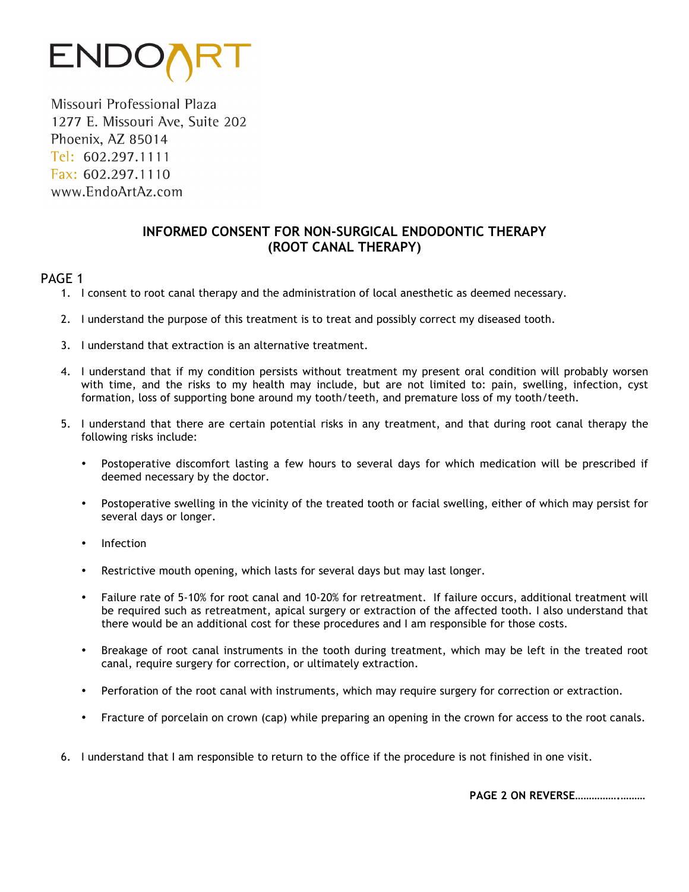# ENDOART

Missouri Professional Plaza
1277 E. Missouri Ave, Suite 202
Phoenix, AZ 85014
Tel: 602.297.1111
Fax: 602.297.1110
www.EndoArtAz.com

## INFORMED CONSENT FOR NON-SURGICAL ENDODONTIC THERAPY (ROOT CANAL THERAPY)

PAGE 1

1. I consent to root canal therapy and the administration of local anesthetic as deemed necessary.

2. I understand the purpose of this treatment is to treat and possibly correct my diseased tooth.

3. I understand that extraction is an alternative treatment.

4. I understand that if my condition persists without treatment my present oral condition will probably worsen with time, and the risks to my health may include, but are not limited to: pain, swelling, infection, cyst formation, loss of supporting bone around my tooth/teeth, and premature loss of my tooth/teeth.

5. I understand that there are certain potential risks in any treatment, and that during root canal therapy the following risks include:

   - Postoperative discomfort lasting a few hours to several days for which medication will be prescribed if deemed necessary by the doctor.

   - Postoperative swelling in the vicinity of the treated tooth or facial swelling, either of which may persist for several days or longer.

   - Infection

   - Restrictive mouth opening, which lasts for several days but may last longer.

   - Failure rate of 5-10% for root canal and 10-20% for retreatment. If failure occurs, additional treatment will be required such as retreatment, apical surgery or extraction of the affected tooth. I also understand that there would be an additional cost for these procedures and I am responsible for those costs.

   - Breakage of root canal instruments in the tooth during treatment, which may be left in the treated root canal, require surgery for correction, or ultimately extraction.

   - Perforation of the root canal with instruments, which may require surgery for correction or extraction.

   - Fracture of porcelain on crown (cap) while preparing an opening in the crown for access to the root canals.

6. I understand that I am responsible to return to the office if the procedure is not finished in one visit.

**PAGE 2 ON REVERSE……………………**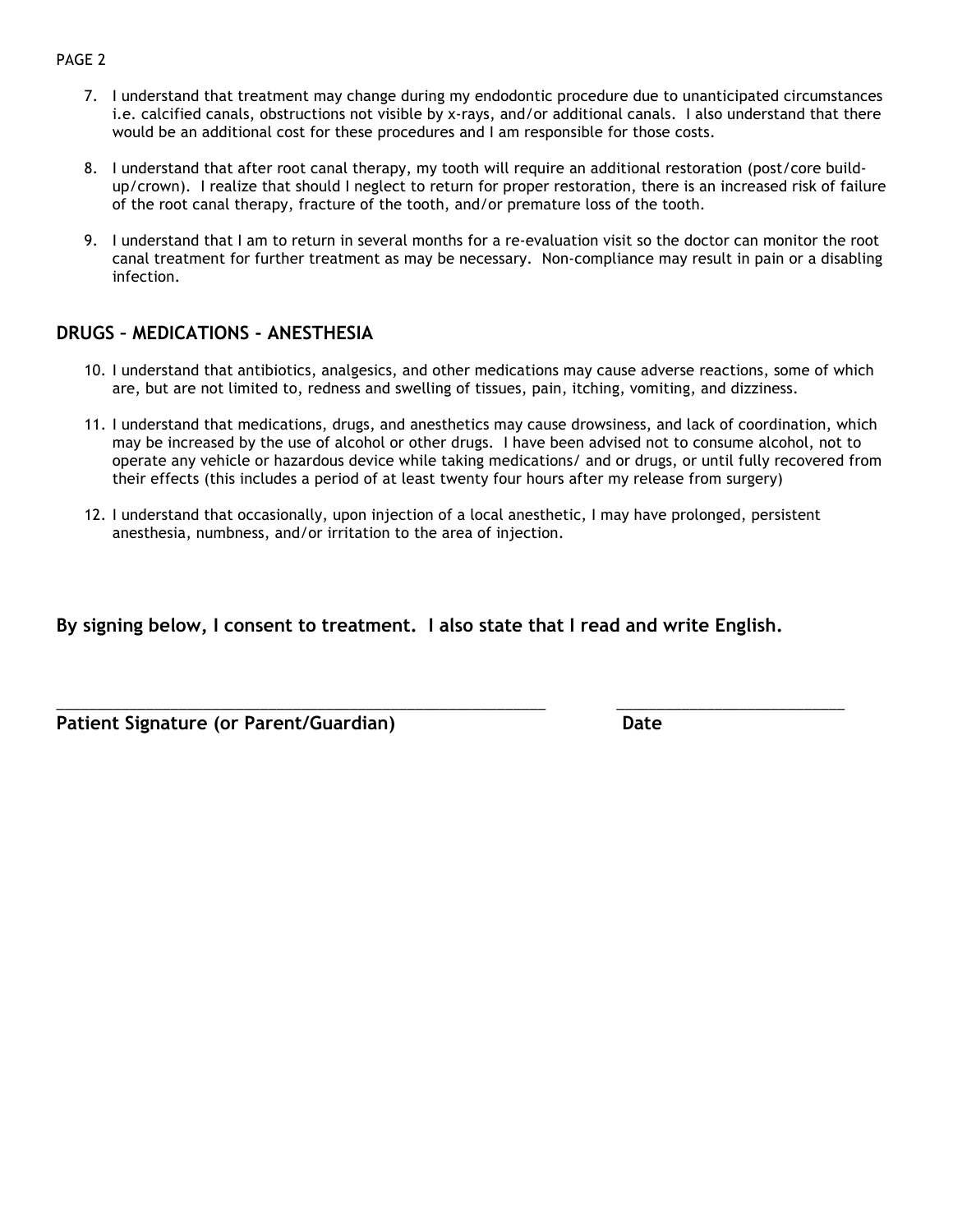PAGE 2

7. I understand that treatment may change during my endodontic procedure due to unanticipated circumstances i.e. calcified canals, obstructions not visible by x-rays, and/or additional canals. I also understand that there would be an additional cost for these procedures and I am responsible for those costs.

8. I understand that after root canal therapy, my tooth will require an additional restoration (post/core build-up/crown). I realize that should I neglect to return for proper restoration, there is an increased risk of failure of the root canal therapy, fracture of the tooth, and/or premature loss of the tooth.

9. I understand that I am to return in several months for a re-evaluation visit so the doctor can monitor the root canal treatment for further treatment as may be necessary. Non-compliance may result in pain or a disabling infection.

## DRUGS – MEDICATIONS – ANESTHESIA

10. I understand that antibiotics, analgesics, and other medications may cause adverse reactions, some of which are, but are not limited to, redness and swelling of tissues, pain, itching, vomiting, and dizziness.

11. I understand that medications, drugs, and anesthetics may cause drowsiness, and lack of coordination, which may be increased by the use of alcohol or other drugs. I have been advised not to consume alcohol, not to operate any vehicle or hazardous device while taking medications/ and or drugs, or until fully recovered from their effects (this includes a period of at least twenty four hours after my release from surgery)

12. I understand that occasionally, upon injection of a local anesthetic, I may have prolonged, persistent anesthesia, numbness, and/or irritation to the area of injection.

**By signing below, I consent to treatment. I also state that I read and write English.**

\_\_\_\_\_\_\_\_\_\_\_\_\_\_\_\_\_\_\_\_\_\_\_\_\_\_\_\_\_\_\_\_\_\_\_\_\_\_\_\_\_\_\_\_\_\_\_\_\_\_\_\_\_\_\_\_\_\_ \_\_\_\_\_\_\_\_\_\_\_\_\_\_\_\_\_\_\_\_\_\_\_\_\_\_\_

**Patient Signature (or Parent/Guardian)** **Date**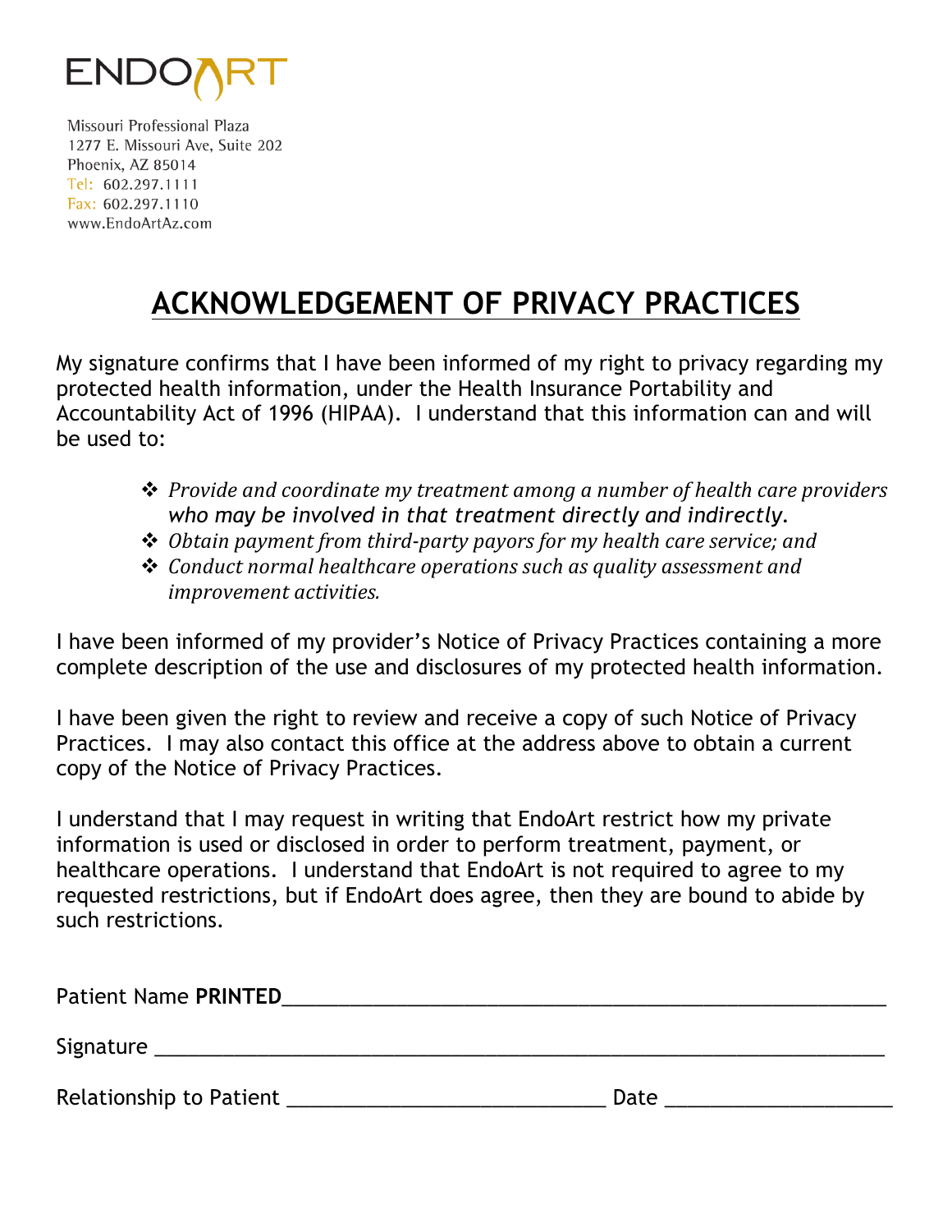ENDOART

Missouri Professional Plaza
1277 E. Missouri Ave, Suite 202
Phoenix, AZ 85014
Tel: 602.297.1111
Fax: 602.297.1110
www.EndoArtAz.com

# ACKNOWLEDGEMENT OF PRIVACY PRACTICES

My signature confirms that I have been informed of my right to privacy regarding my protected health information, under the Health Insurance Portability and Accountability Act of 1996 (HIPAA). I understand that this information can and will be used to:

- *Provide and coordinate my treatment among a number of health care providers who may be involved in that treatment directly and indirectly.*
- *Obtain payment from third-party payors for my health care service; and*
- *Conduct normal healthcare operations such as quality assessment and improvement activities.*

I have been informed of my provider's Notice of Privacy Practices containing a more complete description of the use and disclosures of my protected health information.

I have been given the right to review and receive a copy of such Notice of Privacy Practices. I may also contact this office at the address above to obtain a current copy of the Notice of Privacy Practices.

I understand that I may request in writing that EndoArt restrict how my private information is used or disclosed in order to perform treatment, payment, or healthcare operations. I understand that EndoArt is not required to agree to my requested restrictions, but if EndoArt does agree, then they are bound to abide by such restrictions.

Patient Name **PRINTED**\_\_\_\_\_\_\_\_\_\_\_\_\_\_\_\_\_\_\_\_\_\_\_\_\_\_\_\_\_\_\_\_\_\_\_\_\_\_\_\_\_\_\_\_

Signature \_\_\_\_\_\_\_\_\_\_\_\_\_\_\_\_\_\_\_\_\_\_\_\_\_\_\_\_\_\_\_\_\_\_\_\_\_\_\_\_\_\_\_\_\_\_\_\_\_\_\_\_\_\_

Relationship to Patient \_\_\_\_\_\_\_\_\_\_\_\_\_\_\_\_\_\_\_\_\_\_\_\_ Date \_\_\_\_\_\_\_\_\_\_\_\_\_\_\_\_\_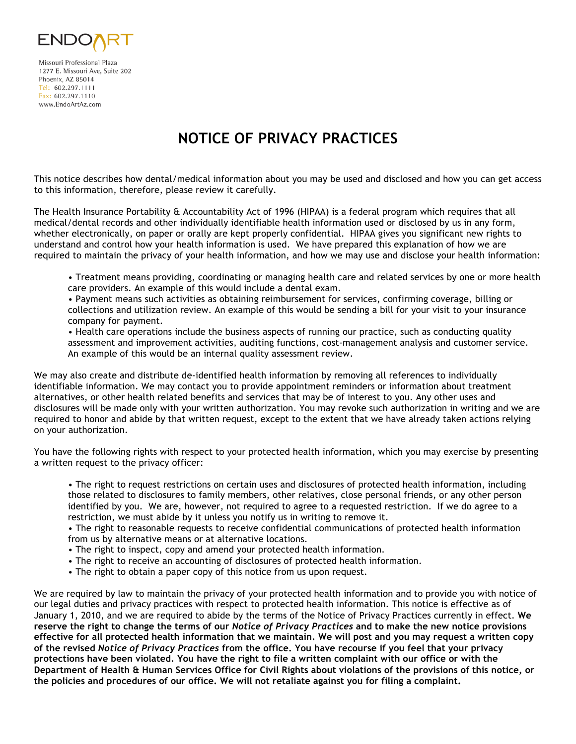ENDOART

Missouri Professional Plaza
1277 E. Missouri Ave, Suite 202
Phoenix, AZ 85014
Tel: 602.297.1111
Fax: 602.297.1110
www.EndoArtAz.com

# NOTICE OF PRIVACY PRACTICES

This notice describes how dental/medical information about you may be used and disclosed and how you can get access to this information, therefore, please review it carefully.

The Health Insurance Portability & Accountability Act of 1996 (HIPAA) is a federal program which requires that all medical/dental records and other individually identifiable health information used or disclosed by us in any form, whether electronically, on paper or orally are kept properly confidential. HIPAA gives you significant new rights to understand and control how your health information is used. We have prepared this explanation of how we are required to maintain the privacy of your health information, and how we may use and disclose your health information:

- Treatment means providing, coordinating or managing health care and related services by one or more health care providers. An example of this would include a dental exam.
- Payment means such activities as obtaining reimbursement for services, confirming coverage, billing or collections and utilization review. An example of this would be sending a bill for your visit to your insurance company for payment.
- Health care operations include the business aspects of running our practice, such as conducting quality assessment and improvement activities, auditing functions, cost-management analysis and customer service. An example of this would be an internal quality assessment review.

We may also create and distribute de-identified health information by removing all references to individually identifiable information. We may contact you to provide appointment reminders or information about treatment alternatives, or other health related benefits and services that may be of interest to you. Any other uses and disclosures will be made only with your written authorization. You may revoke such authorization in writing and we are required to honor and abide by that written request, except to the extent that we have already taken actions relying on your authorization.

You have the following rights with respect to your protected health information, which you may exercise by presenting a written request to the privacy officer:

- The right to request restrictions on certain uses and disclosures of protected health information, including those related to disclosures to family members, other relatives, close personal friends, or any other person identified by you. We are, however, not required to agree to a requested restriction. If we do agree to a restriction, we must abide by it unless you notify us in writing to remove it.
- The right to reasonable requests to receive confidential communications of protected health information from us by alternative means or at alternative locations.
- The right to inspect, copy and amend your protected health information.
- The right to receive an accounting of disclosures of protected health information.
- The right to obtain a paper copy of this notice from us upon request.

We are required by law to maintain the privacy of your protected health information and to provide you with notice of our legal duties and privacy practices with respect to protected health information. This notice is effective as of January 1, 2010, and we are required to abide by the terms of the Notice of Privacy Practices currently in effect. **We reserve the right to change the terms of our *Notice of Privacy Practices* and to make the new notice provisions effective for all protected health information that we maintain. We will post and you may request a written copy of the revised *Notice of Privacy Practices* from the office. You have recourse if you feel that your privacy protections have been violated. You have the right to file a written complaint with our office or with the Department of Health & Human Services Office for Civil Rights about violations of the provisions of this notice, or the policies and procedures of our office. We will not retaliate against you for filing a complaint.**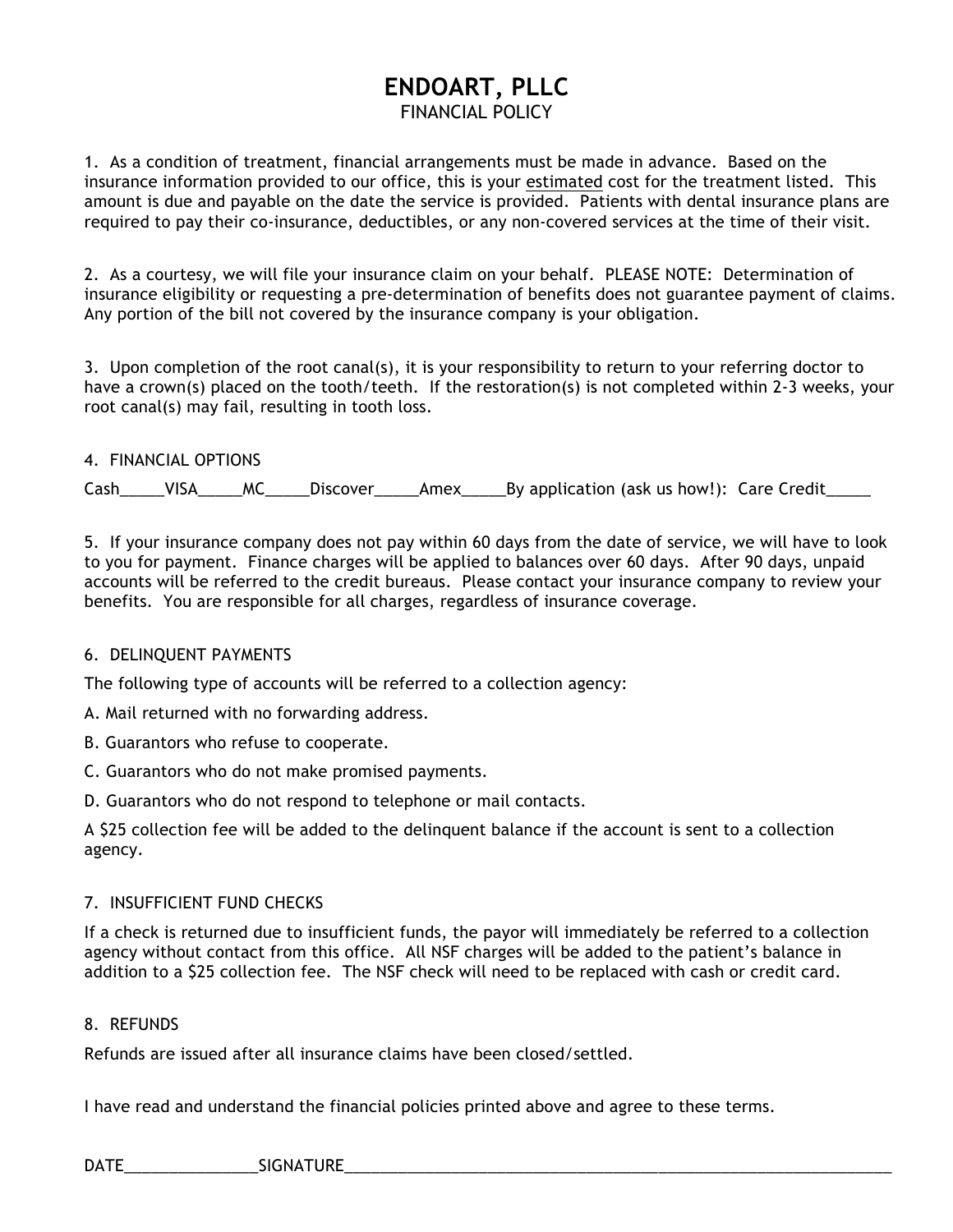# ENDOART, PLLC

## FINANCIAL POLICY

1. As a condition of treatment, financial arrangements must be made in advance. Based on the insurance information provided to our office, this is your <u>estimated</u> cost for the treatment listed. This amount is due and payable on the date the service is provided. Patients with dental insurance plans are required to pay their co-insurance, deductibles, or any non-covered services at the time of their visit.

2. As a courtesy, we will file your insurance claim on your behalf. PLEASE NOTE: Determination of insurance eligibility or requesting a pre-determination of benefits does not guarantee payment of claims. Any portion of the bill not covered by the insurance company is your obligation.

3. Upon completion of the root canal(s), it is your responsibility to return to your referring doctor to have a crown(s) placed on the tooth/teeth. If the restoration(s) is not completed within 2-3 weeks, your root canal(s) may fail, resulting in tooth loss.

4. FINANCIAL OPTIONS

Cash_____VISA_____MC_____Discover_____Amex_____By application (ask us how!): Care Credit_____

5. If your insurance company does not pay within 60 days from the date of service, we will have to look to you for payment. Finance charges will be applied to balances over 60 days. After 90 days, unpaid accounts will be referred to the credit bureaus. Please contact your insurance company to review your benefits. You are responsible for all charges, regardless of insurance coverage.

6. DELINQUENT PAYMENTS

The following type of accounts will be referred to a collection agency:

A. Mail returned with no forwarding address.

B. Guarantors who refuse to cooperate.

C. Guarantors who do not make promised payments.

D. Guarantors who do not respond to telephone or mail contacts.

A $25 collection fee will be added to the delinquent balance if the account is sent to a collection agency.

7. INSUFFICIENT FUND CHECKS

If a check is returned due to insufficient funds, the payor will immediately be referred to a collection agency without contact from this office. All NSF charges will be added to the patient's balance in addition to a $25 collection fee. The NSF check will need to be replaced with cash or credit card.

8. REFUNDS

Refunds are issued after all insurance claims have been closed/settled.

I have read and understand the financial policies printed above and agree to these terms.

DATE_______________SIGNATURE_________________________________________________________________